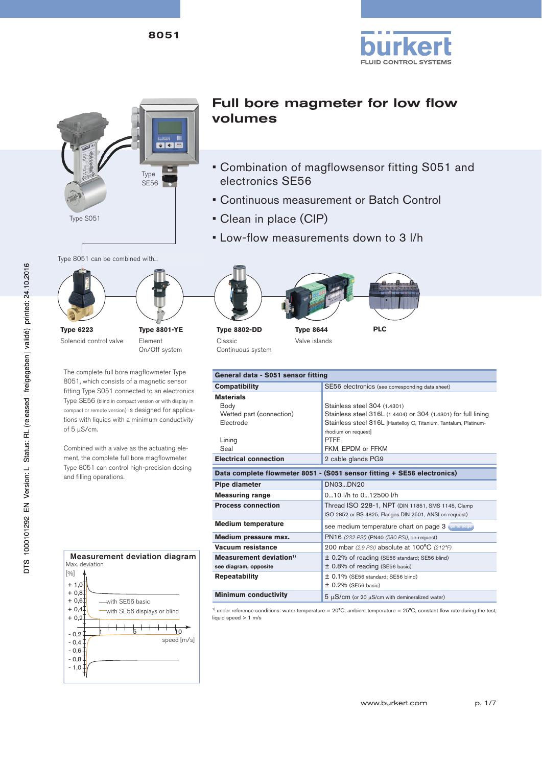8051

# Full bore magmeter for low flow volumes

Type SE56

Type S051

- Combination of magflowsensor fitting S051 and electronics SE56
- Continuous measurement or Batch Control
- Clean in place (CIP)
- Low-flow measurements down to 3 l/h

Type 8051 can be combined with...

**Type 6223**
Solenoid control valve

**Type 8801-YE**
Element
On/Off system

**Type 8802-DD**
Classic
Continuous system

**Type 8644**
Valve islands

**PLC**

The complete full bore magflowmeter Type 8051, which consists of a magnetic sensor fitting Type S051 connected to an electronics Type SE56 (blind in compact version or with display in compact or remote version) is designed for applications with liquids with a minimum conductivity of 5 µS/cm.

Combined with a valve as the actuating element, the complete full bore magflowmeter Type 8051 can control high-precision dosing and filling operations.

| General data - S051 sensor fitting | |
|---|---|
| **Compatibility** | SE56 electronics (see corresponding data sheet) |
| **Materials** | |
| Body | Stainless steel 304 (1.4301) |
| Wetted part (connection) | Stainless steel 316L (1.4404) or 304 (1.4301) for full lining |
| Electrode | Stainless steel 316L [Hastelloy C, Titanium, Tantalum, Platinum-rhodium on request] |
| Lining | PTFE |
| Seal | FKM, EPDM or FFKM |
| **Electrical connection** | 2 cable glands PG9 |

| Data complete flowmeter 8051 - (S051 sensor fitting + SE56 electronics) | |
|---|---|
| **Pipe diameter** | DN03...DN20 |
| **Measuring range** | 0...10 l/h to 0...12500 l/h |
| **Process connection** | Thread ISO 228-1, NPT (DIN 11851, SMS 1145, Clamp ISO 2852 or BS 4825, Flanges DIN 2501, ANSI on request) |
| **Medium temperature** | see medium temperature chart on page 3 |
| **Medium pressure max.** | PN16 *(232 PSI)* (PN40 *(580 PSI)*, on request) |
| **Vacuum resistance** | 200 mbar *(2.9 PSI)* absolute at 100°C *(212°F)* |
| **Measurement deviation**[1] see diagram, opposite | ± 0.2% of reading (SE56 standard; SE56 blind)<br>± 0.8% of reading (SE56 basic) |
| **Repeatability** | ± 0.1% (SE56 standard; SE56 blind)<br>± 0.2% (SE56 basic) |
| **Minimum conductivity** | 5 µS/cm (or 20 µS/cm with demineralized water) |

[1] under reference conditions: water temperature = 20°C, ambient temperature = 25°C, constant flow rate during the test, liquid speed > 1 m/s

**Measurement deviation diagram**

Max. deviation [%]

+1,0 / +0,8 / +0,6 / +0,4 / +0,2 / -0,2 / -0,4 / -0,6 / -0,8 / -1,0

— with SE56 basic
— with SE56 displays or blind

1, 5, 10 speed [m/s]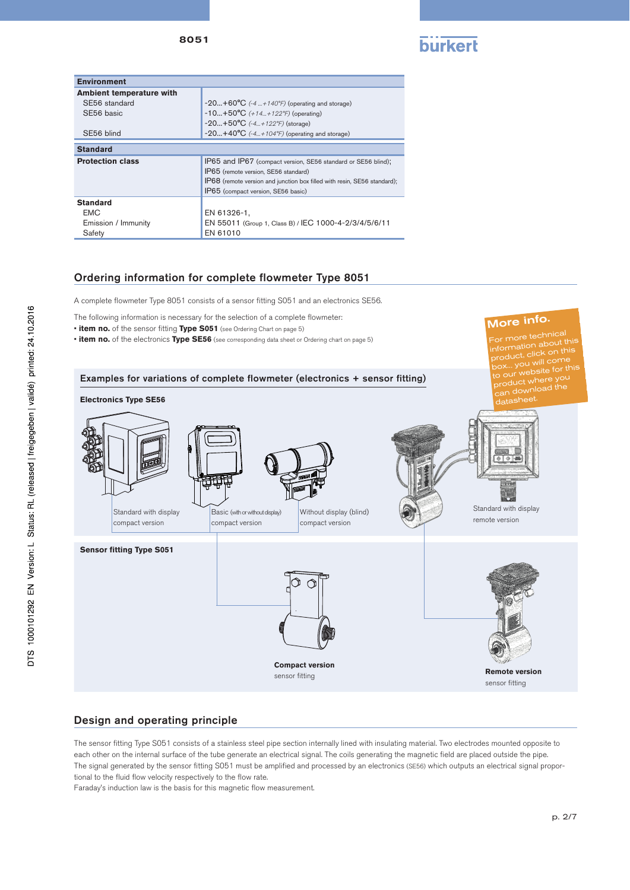| Environment | |
|---|---|
| **Ambient temperature with** | |
| SE56 standard | -20...+60°C *(-4 ...+140°F)* (operating and storage) |
| SE56 basic | -10...+50°C *(+14...+122°F)* (operating) |
| | -20...+50°C *(-4...+122°F)* (storage) |
| SE56 blind | -20...+40°C *(-4...+104°F)* (operating and storage) |

| Standard | |
|---|---|
| **Protection class** | IP65 and IP67 (compact version, SE56 standard or SE56 blind); |
| | IP65 (remote version, SE56 standard) |
| | IP68 (remote version and junction box filled with resin, SE56 standard); |
| | IP65 (compact version, SE56 basic) |
| **Standard** | |
| EMC | EN 61326-1, |
| Emission / Immunity | EN 55011 (Group 1, Class B) / IEC 1000-4-2/3/4/5/6/11 |
| Safety | EN 61010 |

## Ordering information for complete flowmeter Type 8051

A complete flowmeter Type 8051 consists of a sensor fitting S051 and an electronics SE56.

The following information is necessary for the selection of a complete flowmeter:

- **item no.** of the sensor fitting **Type S051** (see Ordering Chart on page 5)
- **item no.** of the electronics **Type SE56** (see corresponding data sheet or Ordering chart on page 5)

**More info.**
For more technical information about this product, click on this box... you will come to our website for this product where you can download the datasheet.

### Examples for variations of complete flowmeter (electronics + sensor fitting)

**Electronics Type SE56**

Standard with display
compact version

Basic (with or without display)
compact version

Without display (blind)
compact version

Standard with display
remote version

**Sensor fitting Type S051**

**Compact version**
sensor fitting

**Remote version**
sensor fitting

## Design and operating principle

The sensor fitting Type S051 consists of a stainless steel pipe section internally lined with insulating material. Two electrodes mounted opposite to each other on the internal surface of the tube generate an electrical signal. The coils generating the magnetic field are placed outside the pipe.
The signal generated by the sensor fitting S051 must be amplified and processed by an electronics (SE56) which outputs an electrical signal proportional to the fluid flow velocity respectively to the flow rate.
Faraday's induction law is the basis for this magnetic flow measurement.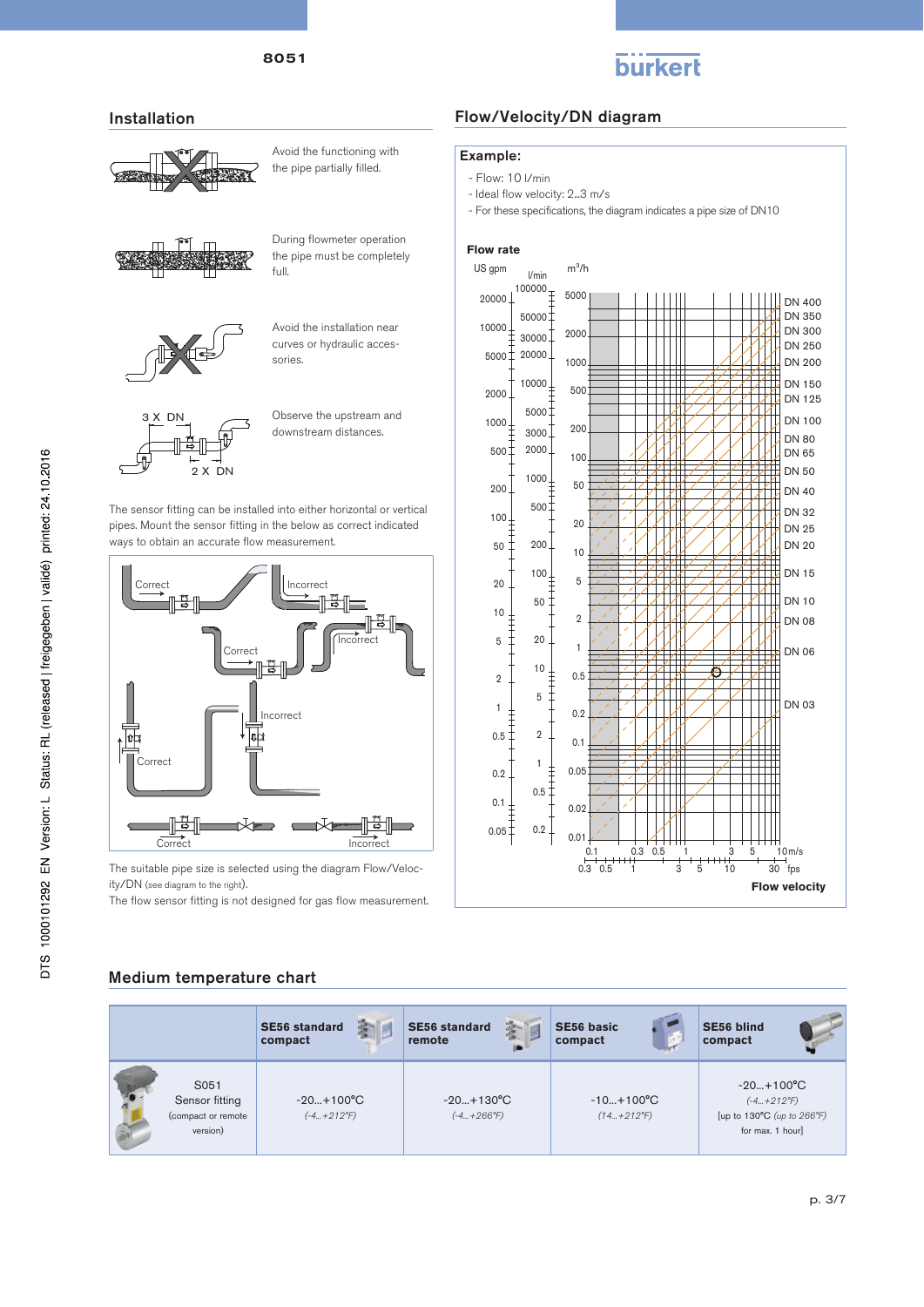## Installation

Avoid the functioning with the pipe partially filled.

During flowmeter operation the pipe must be completely full.

Avoid the installation near curves or hydraulic accessories.

3 X DN

2 X DN

Observe the upstream and downstream distances.

The sensor fitting can be installed into either horizontal or vertical pipes. Mount the sensor fitting in the below as correct indicated ways to obtain an accurate flow measurement.

Correct / Incorrect / Correct / Incorrect / Correct / Incorrect / Correct / Incorrect

The suitable pipe size is selected using the diagram Flow/Velocity/DN (see diagram to the right).

The flow sensor fitting is not designed for gas flow measurement.

## Flow/Velocity/DN diagram

**Example:**

- Flow: 10 l/min
- Ideal flow velocity: 2...3 m/s
- For these specifications, the diagram indicates a pipe size of DN10

**Flow rate**

US gpm | l/min | $m^3/h$

DN 400, DN 350, DN 300, DN 250, DN 200, DN 150, DN 125, DN 100, DN 80, DN 65, DN 50, DN 40, DN 32, DN 25, DN 20, DN 15, DN 10, DN 08, DN 06, DN 03

**Flow velocity** (m/s; fps)

## Medium temperature chart

| | SE56 standard compact | SE56 standard remote | SE56 basic compact | SE56 blind compact |
|---|---|---|---|---|
| S051 Sensor fitting (compact or remote version) | -20...+100°C *(-4...+212°F)* | -20...+130°C *(-4...+266°F)* | -10...+100°C *(14...+212°F)* | -20...+100°C *(-4...+212°F)* [up to 130°C *(up to 266°F)* for max. 1 hour] |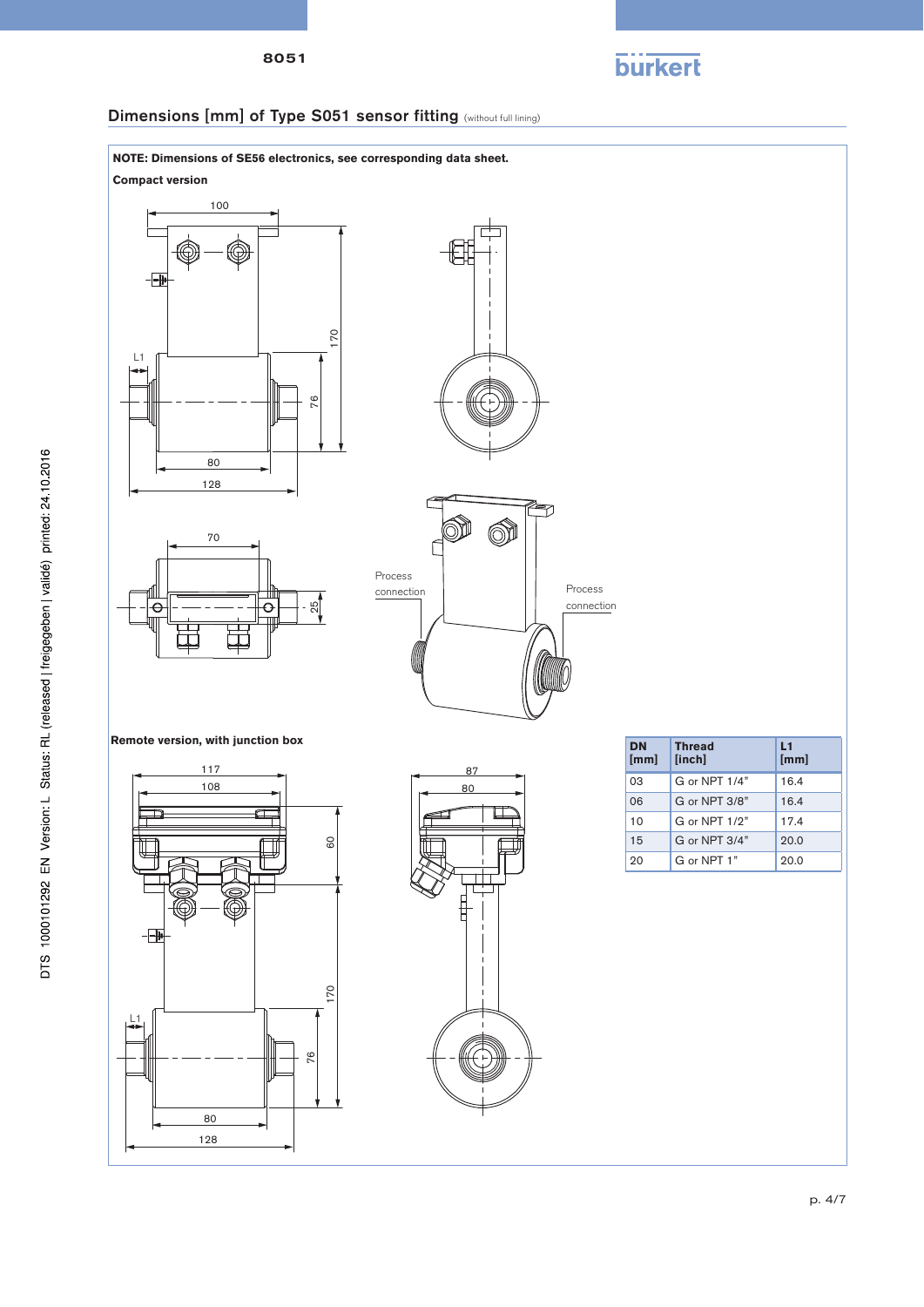## Dimensions [mm] of Type S051 sensor fitting (without full lining)

**NOTE: Dimensions of SE56 electronics, see corresponding data sheet.**

**Compact version**

**Remote version, with junction box**

| DN [mm] | Thread [inch] | L1 [mm] |
|---|---|---|
| 03 | G or NPT 1/4" | 16.4 |
| 06 | G or NPT 3/8" | 16.4 |
| 10 | G or NPT 1/2" | 17.4 |
| 15 | G or NPT 3/4" | 20.0 |
| 20 | G or NPT 1" | 20.0 |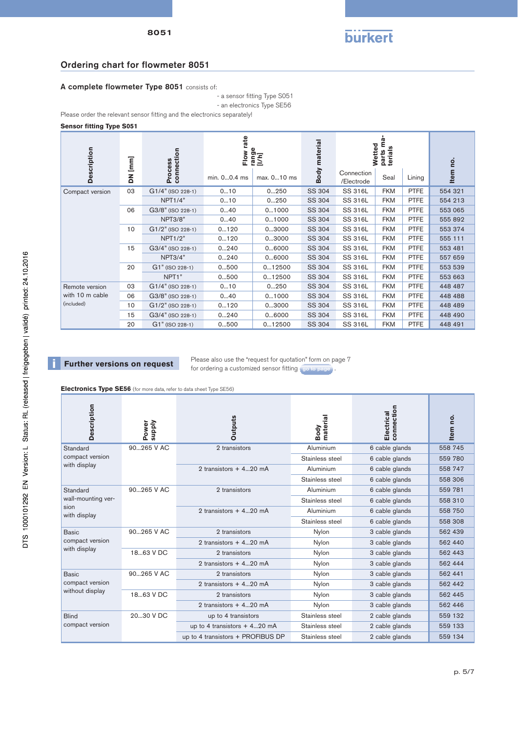## Ordering chart for flowmeter 8051

**A complete flowmeter Type 8051** consists of:

- a sensor fitting Type S051
- an electronics Type SE56

Please order the relevant sensor fitting and the electronics separately!

**Sensor fitting Type S051**

| Description | DN [mm] | Process connection | Flow rate range [l/h] | | Body material | Wetted parts materials | | | Item no. |
|---|---|---|---|---|---|---|---|---|---|
| | | | min. 0...0.4 ms | max. 0...10 ms | | Connection /Electrode | Seal | Lining | |
| Compact version | 03 | G1/4" (ISO 228-1) | 0...10 | 0...250 | SS 304 | SS 316L | FKM | PTFE | 554 321 |
| | | NPT1/4" | 0...10 | 0...250 | SS 304 | SS 316L | FKM | PTFE | 554 213 |
| | 06 | G3/8" (ISO 228-1) | 0...40 | 0...1000 | SS 304 | SS 316L | FKM | PTFE | 553 065 |
| | | NPT3/8" | 0...40 | 0...1000 | SS 304 | SS 316L | FKM | PTFE | 555 892 |
| | 10 | G1/2" (ISO 228-1) | 0...120 | 0...3000 | SS 304 | SS 316L | FKM | PTFE | 553 374 |
| | | NPT1/2" | 0...120 | 0...3000 | SS 304 | SS 316L | FKM | PTFE | 555 111 |
| | 15 | G3/4" (ISO 228-1) | 0...240 | 0...6000 | SS 304 | SS 316L | FKM | PTFE | 553 481 |
| | | NPT3/4" | 0...240 | 0...6000 | SS 304 | SS 316L | FKM | PTFE | 557 659 |
| | 20 | G1" (ISO 228-1) | 0...500 | 0...12500 | SS 304 | SS 316L | FKM | PTFE | 553 539 |
| | | NPT1" | 0...500 | 0...12500 | SS 304 | SS 316L | FKM | PTFE | 553 663 |
| Remote version with 10 m cable (included) | 03 | G1/4" (ISO 228-1) | 0...10 | 0...250 | SS 304 | SS 316L | FKM | PTFE | 448 487 |
| | 06 | G3/8" (ISO 228-1) | 0...40 | 0...1000 | SS 304 | SS 316L | FKM | PTFE | 448 488 |
| | 10 | G1/2" (ISO 228-1) | 0...120 | 0...3000 | SS 304 | SS 316L | FKM | PTFE | 448 489 |
| | 15 | G3/4" (ISO 228-1) | 0...240 | 0...6000 | SS 304 | SS 316L | FKM | PTFE | 448 490 |
| | 20 | G1" (ISO 228-1) | 0...500 | 0...12500 | SS 304 | SS 316L | FKM | PTFE | 448 491 |

**Further versions on request**

Please also use the "request for quotation" form on page 7 for ordering a customized sensor fitting go to page.

**Electronics Type SE56** (for more data, refer to data sheet Type SE56)

| Description | Power supply | Outputs | Body material | Electrical connection | Item no. |
|---|---|---|---|---|---|
| Standard compact version with display | 90...265 V AC | 2 transistors | Aluminium | 6 cable glands | 558 745 |
| | | | Stainless steel | 6 cable glands | 559 780 |
| | | 2 transistors + 4...20 mA | Aluminium | 6 cable glands | 558 747 |
| | | | Stainless steel | 6 cable glands | 558 306 |
| Standard wall-mounting version with display | 90...265 V AC | 2 transistors | Aluminium | 6 cable glands | 559 781 |
| | | | Stainless steel | 6 cable glands | 558 310 |
| | | 2 transistors + 4...20 mA | Aluminium | 6 cable glands | 558 750 |
| | | | Stainless steel | 6 cable glands | 558 308 |
| Basic compact version with display | 90...265 V AC | 2 transistors | Nylon | 3 cable glands | 562 439 |
| | | 2 transistors + 4...20 mA | Nylon | 3 cable glands | 562 440 |
| | 18...63 V DC | 2 transistors | Nylon | 3 cable glands | 562 443 |
| | | 2 transistors + 4...20 mA | Nylon | 3 cable glands | 562 444 |
| Basic compact version without display | 90...265 V AC | 2 transistors | Nylon | 3 cable glands | 562 441 |
| | | 2 transistors + 4...20 mA | Nylon | 3 cable glands | 562 442 |
| | 18...63 V DC | 2 transistors | Nylon | 3 cable glands | 562 445 |
| | | 2 transistors + 4...20 mA | Nylon | 3 cable glands | 562 446 |
| Blind compact version | 20...30 V DC | up to 4 transistors | Stainless steel | 2 cable glands | 559 132 |
| | | up to 4 transistors + 4...20 mA | Stainless steel | 2 cable glands | 559 133 |
| | | up to 4 transistors + PROFIBUS DP | Stainless steel | 2 cable glands | 559 134 |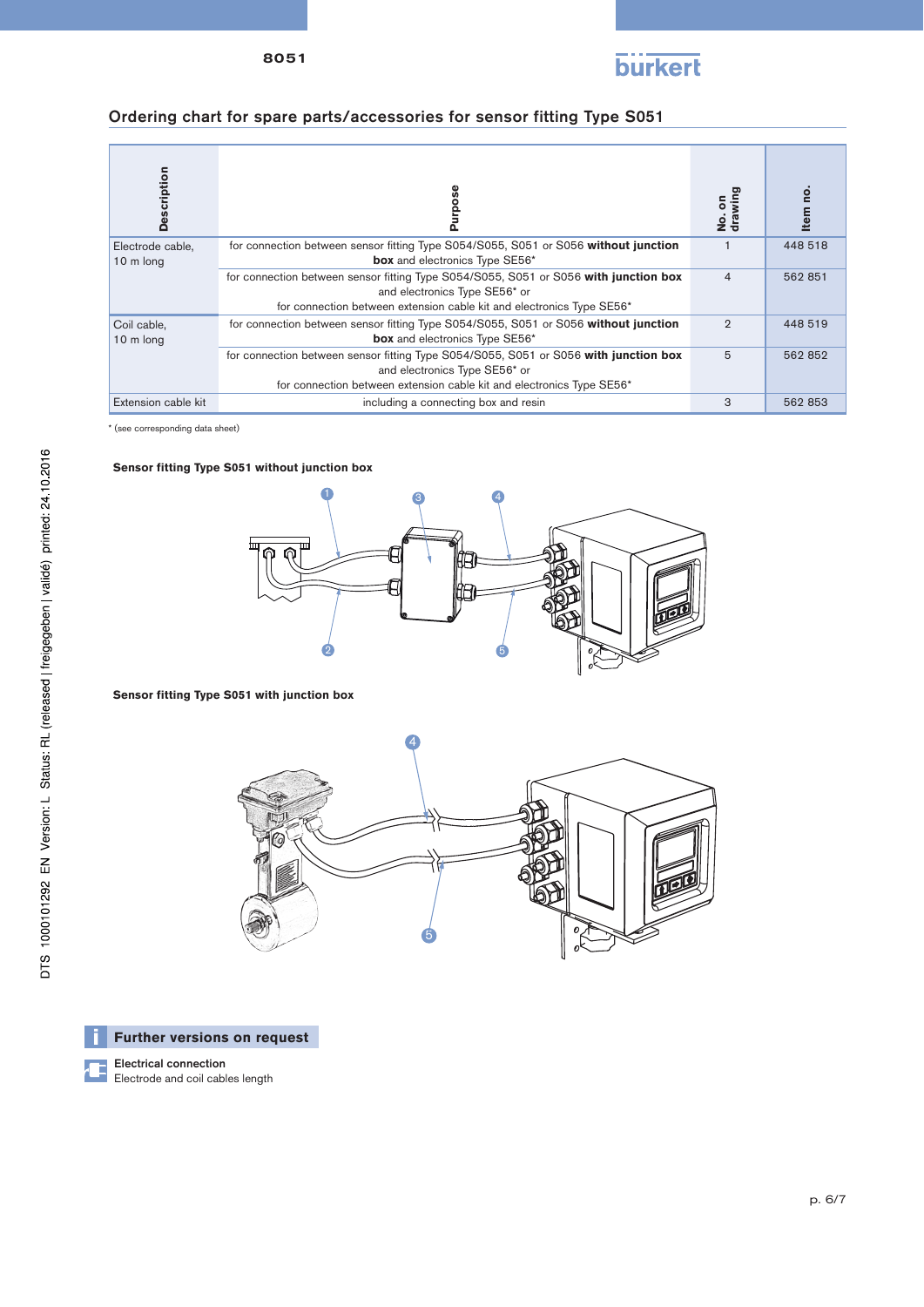## Ordering chart for spare parts/accessories for sensor fitting Type S051

| Description | Purpose | No. on drawing | Item no. |
|---|---|---|---|
| Electrode cable, 10 m long | for connection between sensor fitting Type S054/S055, S051 or S056 **without junction box** and electronics Type SE56* | 1 | 448 518 |
| | for connection between sensor fitting Type S054/S055, S051 or S056 **with junction box** and electronics Type SE56* or for connection between extension cable kit and electronics Type SE56* | 4 | 562 851 |
| Coil cable, 10 m long | for connection between sensor fitting Type S054/S055, S051 or S056 **without junction box** and electronics Type SE56* | 2 | 448 519 |
| | for connection between sensor fitting Type S054/S055, S051 or S056 **with junction box** and electronics Type SE56* or for connection between extension cable kit and electronics Type SE56* | 5 | 562 852 |
| Extension cable kit | including a connecting box and resin | 3 | 562 853 |

* (see corresponding data sheet)

**Sensor fitting Type S051 without junction box**

**Sensor fitting Type S051 with junction box**

**Further versions on request**

Electrical connection
Electrode and coil cables length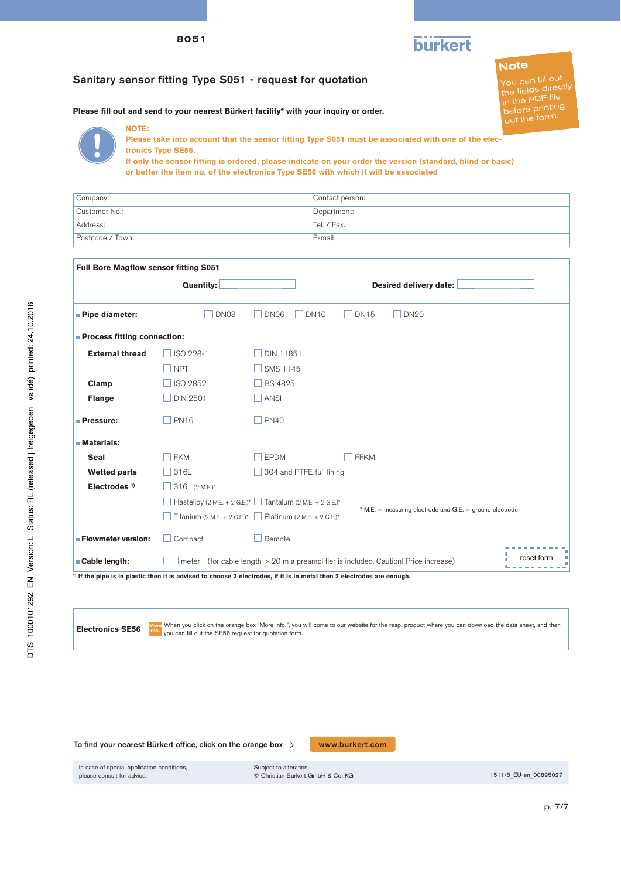## Sanitary sensor fitting Type S051 - request for quotation

**Note**
You can fill out the fields directly in the PDF file before printing out the form.

**Please fill out and send to your nearest Bürkert facility* with your inquiry or order.**

**NOTE:**
**Please take into account that the sensor fitting Type S051 must be associated with one of the electronics Type SE56.**
**If only the sensor fitting is ordered, please indicate on your order the version (standard, blind or basic) or better the item no. of the electronics Type SE56 with which it will be associated**

| | |
|---|---|
| Company: | Contact person: |
| Customer No.: | Department: |
| Address: | Tel. / Fax.: |
| Postcode / Town: | E-mail: |

### Full Bore Magflow sensor fitting S051

**Quantity:** ______ **Desired delivery date:** ______

- **Pipe diameter:** ☐ DN03 ☐ DN06 ☐ DN10 ☐ DN15 ☐ DN20
- **Process fitting connection:**
  - **External thread** ☐ ISO 228-1 ☐ DIN 11851 ☐ NPT ☐ SMS 1145
  - **Clamp** ☐ ISO 2852 ☐ BS 4825
  - **Flange** ☐ DIN 2501 ☐ ANSI
- **Pressure:** ☐ PN16 ☐ PN40
- **Materials:**
  - **Seal** ☐ FKM ☐ EPDM ☐ FFKM
  - **Wetted parts** ☐ 316L ☐ 304 and PTFE full lining
  - **Electrodes [1]** ☐ 316L (2 M.E.)* ☐ Hastelloy (2 M.E. + 2 G.E.)* ☐ Tantalum (2 M.E. + 2 G.E.)* ☐ Titanium (2 M.E. + 2 G.E.)* ☐ Platinum (2 M.E. + 2 G.E.)*

  \* M.E. = measuring electrode and G.E. = ground electrode
- **Flowmeter version:** ☐ Compact ☐ Remote
- **Cable length:** ______ meter (for cable length > 20 m a preamplifier is included. Caution! Price increase)

reset form

[1] If the pipe is in plastic then it is advised to choose 3 electrodes, if it is in metal then 2 electrodes are enough.

**Electronics SE56** More info. When you click on the orange box "More info.", you will come to our website for the resp. product where you can download the data sheet, and then you can fill out the SE56 request for quotation form.

To find your nearest Bürkert office, click on the orange box → **www.burkert.com**

In case of special application conditions, please consult for advice.

Subject to alteration.
© Christian Bürkert GmbH & Co. KG

1511/8_EU-en_00895027